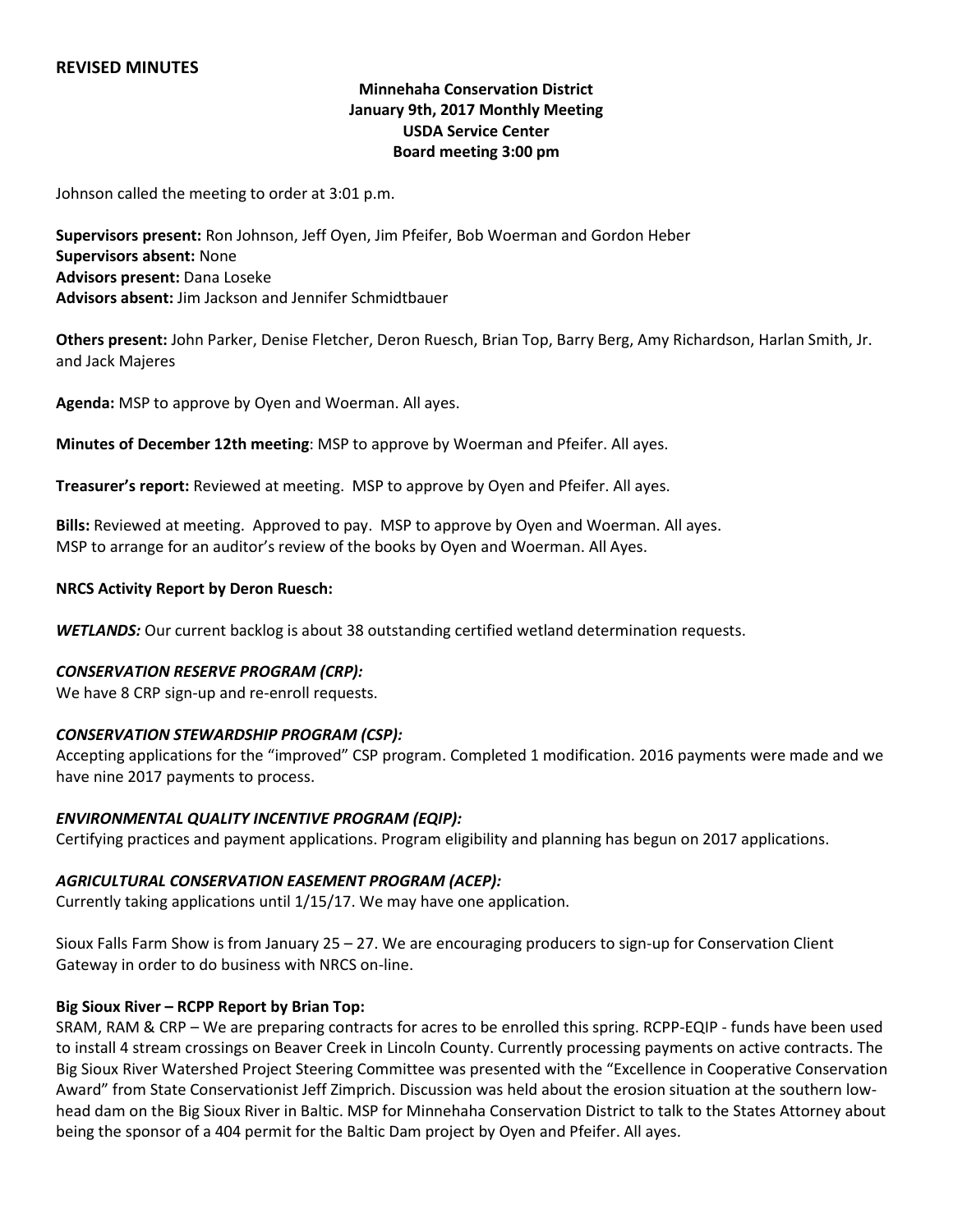**REVISED MINUTES**

**Minnehaha Conservation District**
**January 9th, 2017 Monthly Meeting**
**USDA Service Center**
**Board meeting 3:00 pm**

Johnson called the meeting to order at 3:01 p.m.

**Supervisors present:** Ron Johnson, Jeff Oyen, Jim Pfeifer, Bob Woerman and Gordon Heber
**Supervisors absent:** None
**Advisors present:** Dana Loseke
**Advisors absent:** Jim Jackson and Jennifer Schmidtbauer

**Others present:** John Parker, Denise Fletcher, Deron Ruesch, Brian Top, Barry Berg, Amy Richardson, Harlan Smith, Jr. and Jack Majeres

**Agenda:** MSP to approve by Oyen and Woerman. All ayes.

**Minutes of December 12th meeting**: MSP to approve by Woerman and Pfeifer. All ayes.

**Treasurer's report:** Reviewed at meeting. MSP to approve by Oyen and Pfeifer. All ayes.

**Bills:** Reviewed at meeting. Approved to pay. MSP to approve by Oyen and Woerman. All ayes.
MSP to arrange for an auditor's review of the books by Oyen and Woerman. All Ayes.

**NRCS Activity Report by Deron Ruesch:**

***WETLANDS:*** Our current backlog is about 38 outstanding certified wetland determination requests.

***CONSERVATION RESERVE PROGRAM (CRP):***
We have 8 CRP sign-up and re-enroll requests.

***CONSERVATION STEWARDSHIP PROGRAM (CSP):***
Accepting applications for the "improved" CSP program. Completed 1 modification. 2016 payments were made and we have nine 2017 payments to process.

***ENVIRONMENTAL QUALITY INCENTIVE PROGRAM (EQIP):***
Certifying practices and payment applications. Program eligibility and planning has begun on 2017 applications.

***AGRICULTURAL CONSERVATION EASEMENT PROGRAM (ACEP):***
Currently taking applications until 1/15/17. We may have one application.

Sioux Falls Farm Show is from January 25 – 27. We are encouraging producers to sign-up for Conservation Client Gateway in order to do business with NRCS on-line.

**Big Sioux River – RCPP Report by Brian Top:**
SRAM, RAM & CRP – We are preparing contracts for acres to be enrolled this spring. RCPP-EQIP - funds have been used to install 4 stream crossings on Beaver Creek in Lincoln County. Currently processing payments on active contracts. The Big Sioux River Watershed Project Steering Committee was presented with the "Excellence in Cooperative Conservation Award" from State Conservationist Jeff Zimprich. Discussion was held about the erosion situation at the southern low-head dam on the Big Sioux River in Baltic. MSP for Minnehaha Conservation District to talk to the States Attorney about being the sponsor of a 404 permit for the Baltic Dam project by Oyen and Pfeifer. All ayes.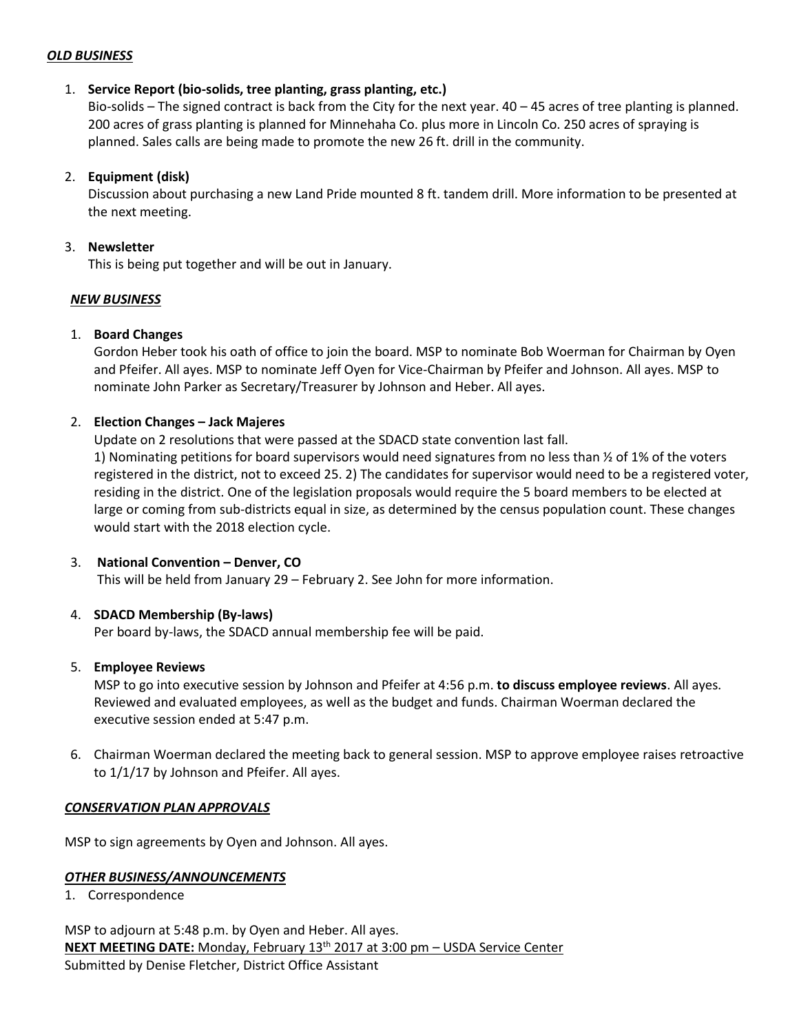***OLD BUSINESS***

1. **Service Report (bio-solids, tree planting, grass planting, etc.)**
   Bio-solids – The signed contract is back from the City for the next year. 40 – 45 acres of tree planting is planned. 200 acres of grass planting is planned for Minnehaha Co. plus more in Lincoln Co. 250 acres of spraying is planned. Sales calls are being made to promote the new 26 ft. drill in the community.

2. **Equipment (disk)**
   Discussion about purchasing a new Land Pride mounted 8 ft. tandem drill. More information to be presented at the next meeting.

3. **Newsletter**
   This is being put together and will be out in January.

***NEW BUSINESS***

1. **Board Changes**
   Gordon Heber took his oath of office to join the board. MSP to nominate Bob Woerman for Chairman by Oyen and Pfeifer. All ayes. MSP to nominate Jeff Oyen for Vice-Chairman by Pfeifer and Johnson. All ayes. MSP to nominate John Parker as Secretary/Treasurer by Johnson and Heber. All ayes.

2. **Election Changes – Jack Majeres**
   Update on 2 resolutions that were passed at the SDACD state convention last fall.
   1) Nominating petitions for board supervisors would need signatures from no less than ½ of 1% of the voters registered in the district, not to exceed 25. 2) The candidates for supervisor would need to be a registered voter, residing in the district. One of the legislation proposals would require the 5 board members to be elected at large or coming from sub-districts equal in size, as determined by the census population count. These changes would start with the 2018 election cycle.

3. **National Convention – Denver, CO**
   This will be held from January 29 – February 2. See John for more information.

4. **SDACD Membership (By-laws)**
   Per board by-laws, the SDACD annual membership fee will be paid.

5. **Employee Reviews**
   MSP to go into executive session by Johnson and Pfeifer at 4:56 p.m. **to discuss employee reviews**. All ayes. Reviewed and evaluated employees, as well as the budget and funds. Chairman Woerman declared the executive session ended at 5:47 p.m.

6. Chairman Woerman declared the meeting back to general session. MSP to approve employee raises retroactive to 1/1/17 by Johnson and Pfeifer. All ayes.

***CONSERVATION PLAN APPROVALS***

MSP to sign agreements by Oyen and Johnson. All ayes.

***OTHER BUSINESS/ANNOUNCEMENTS***

1. Correspondence

MSP to adjourn at 5:48 p.m. by Oyen and Heber. All ayes.
**NEXT MEETING DATE:** Monday, February 13th 2017 at 3:00 pm – USDA Service Center
Submitted by Denise Fletcher, District Office Assistant